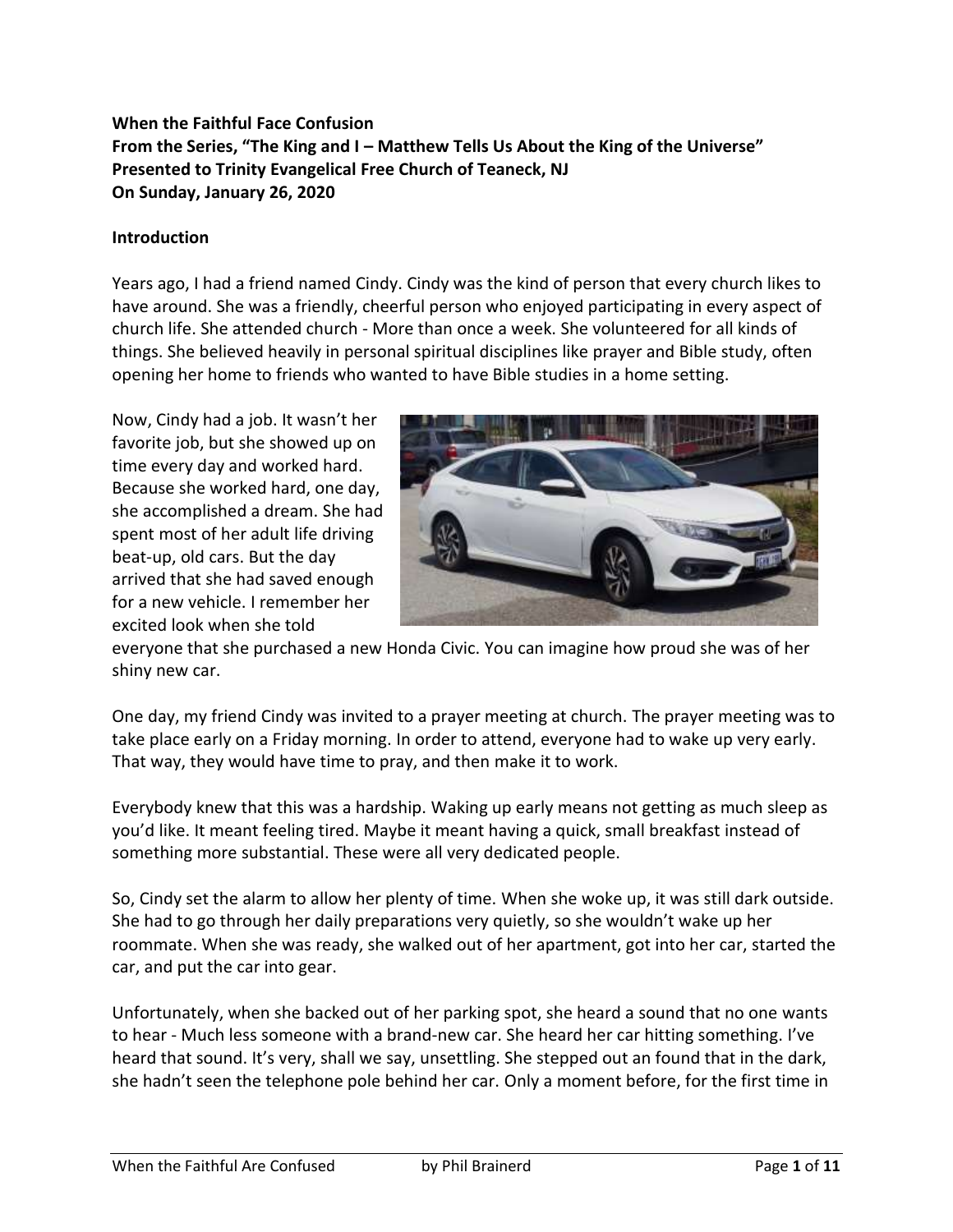**When the Faithful Face Confusion**
**From the Series, "The King and I – Matthew Tells Us About the King of the Universe"**
**Presented to Trinity Evangelical Free Church of Teaneck, NJ**
**On Sunday, January 26, 2020**

**Introduction**

Years ago, I had a friend named Cindy. Cindy was the kind of person that every church likes to have around. She was a friendly, cheerful person who enjoyed participating in every aspect of church life. She attended church - More than once a week. She volunteered for all kinds of things. She believed heavily in personal spiritual disciplines like prayer and Bible study, often opening her home to friends who wanted to have Bible studies in a home setting.

Now, Cindy had a job. It wasn't her favorite job, but she showed up on time every day and worked hard. Because she worked hard, one day, she accomplished a dream. She had spent most of her adult life driving beat-up, old cars. But the day arrived that she had saved enough for a new vehicle. I remember her excited look when she told everyone that she purchased a new Honda Civic. You can imagine how proud she was of her shiny new car.

One day, my friend Cindy was invited to a prayer meeting at church. The prayer meeting was to take place early on a Friday morning. In order to attend, everyone had to wake up very early. That way, they would have time to pray, and then make it to work.

Everybody knew that this was a hardship. Waking up early means not getting as much sleep as you'd like. It meant feeling tired. Maybe it meant having a quick, small breakfast instead of something more substantial. These were all very dedicated people.

So, Cindy set the alarm to allow her plenty of time. When she woke up, it was still dark outside. She had to go through her daily preparations very quietly, so she wouldn't wake up her roommate. When she was ready, she walked out of her apartment, got into her car, started the car, and put the car into gear.

Unfortunately, when she backed out of her parking spot, she heard a sound that no one wants to hear - Much less someone with a brand-new car. She heard her car hitting something. I've heard that sound. It's very, shall we say, unsettling. She stepped out an found that in the dark, she hadn't seen the telephone pole behind her car. Only a moment before, for the first time in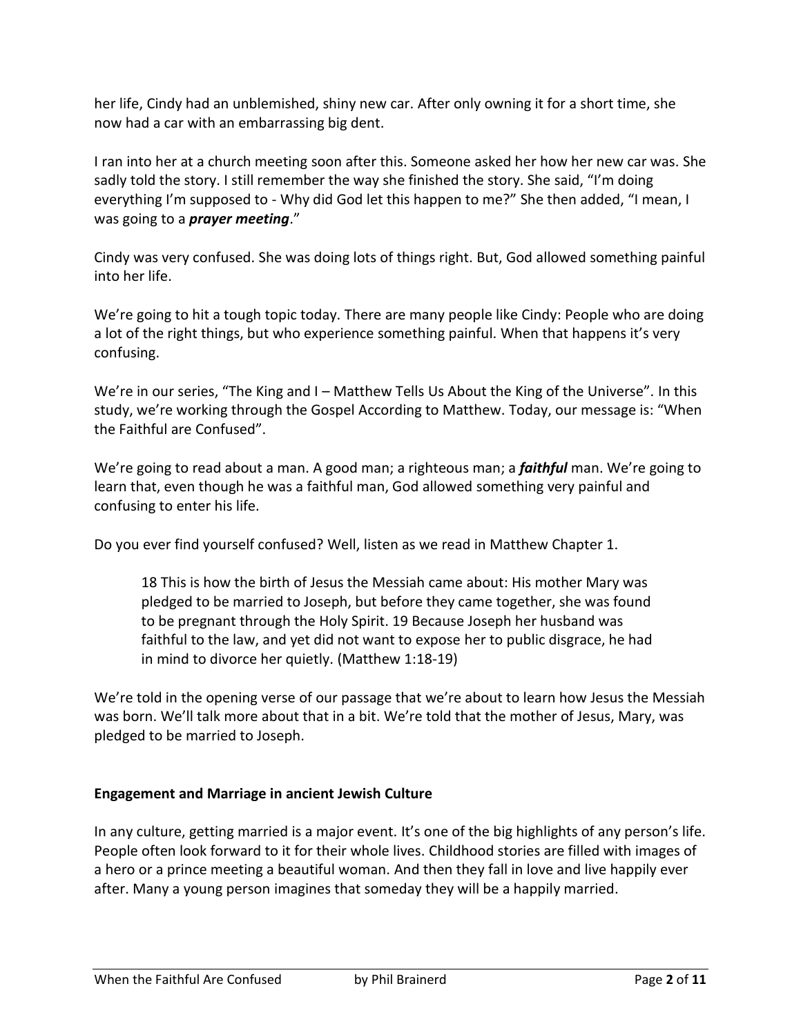her life, Cindy had an unblemished, shiny new car. After only owning it for a short time, she now had a car with an embarrassing big dent.

I ran into her at a church meeting soon after this. Someone asked her how her new car was. She sadly told the story. I still remember the way she finished the story. She said, "I'm doing everything I'm supposed to - Why did God let this happen to me?" She then added, "I mean, I was going to a ***prayer meeting***."

Cindy was very confused. She was doing lots of things right. But, God allowed something painful into her life.

We're going to hit a tough topic today. There are many people like Cindy: People who are doing a lot of the right things, but who experience something painful. When that happens it's very confusing.

We're in our series, "The King and I – Matthew Tells Us About the King of the Universe". In this study, we're working through the Gospel According to Matthew. Today, our message is: "When the Faithful are Confused".

We're going to read about a man. A good man; a righteous man; a ***faithful*** man. We're going to learn that, even though he was a faithful man, God allowed something very painful and confusing to enter his life.

Do you ever find yourself confused? Well, listen as we read in Matthew Chapter 1.

> 18 This is how the birth of Jesus the Messiah came about: His mother Mary was pledged to be married to Joseph, but before they came together, she was found to be pregnant through the Holy Spirit. 19 Because Joseph her husband was faithful to the law, and yet did not want to expose her to public disgrace, he had in mind to divorce her quietly. (Matthew 1:18-19)

We're told in the opening verse of our passage that we're about to learn how Jesus the Messiah was born. We'll talk more about that in a bit. We're told that the mother of Jesus, Mary, was pledged to be married to Joseph.

**Engagement and Marriage in ancient Jewish Culture**

In any culture, getting married is a major event. It's one of the big highlights of any person's life. People often look forward to it for their whole lives. Childhood stories are filled with images of a hero or a prince meeting a beautiful woman. And then they fall in love and live happily ever after. Many a young person imagines that someday they will be a happily married.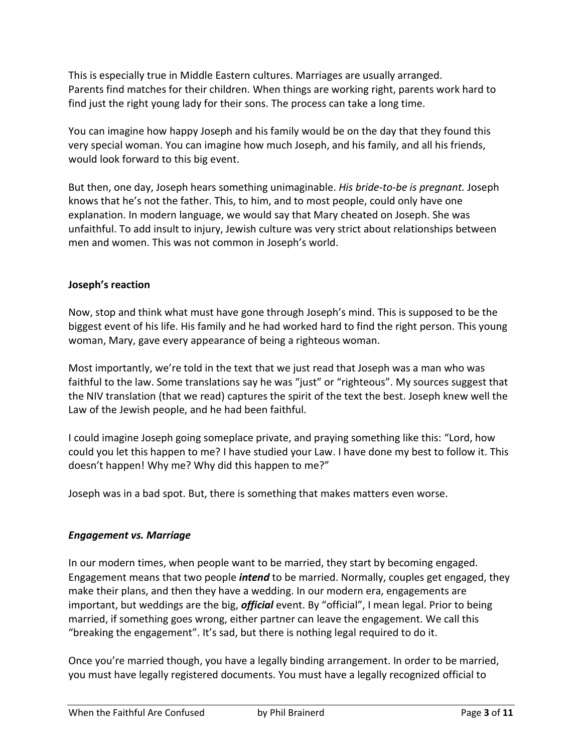This is especially true in Middle Eastern cultures. Marriages are usually arranged. Parents find matches for their children. When things are working right, parents work hard to find just the right young lady for their sons. The process can take a long time.

You can imagine how happy Joseph and his family would be on the day that they found this very special woman. You can imagine how much Joseph, and his family, and all his friends, would look forward to this big event.

But then, one day, Joseph hears something unimaginable. *His bride-to-be is pregnant.* Joseph knows that he's not the father. This, to him, and to most people, could only have one explanation. In modern language, we would say that Mary cheated on Joseph. She was unfaithful. To add insult to injury, Jewish culture was very strict about relationships between men and women. This was not common in Joseph's world.

**Joseph's reaction**

Now, stop and think what must have gone through Joseph's mind. This is supposed to be the biggest event of his life. His family and he had worked hard to find the right person. This young woman, Mary, gave every appearance of being a righteous woman.

Most importantly, we're told in the text that we just read that Joseph was a man who was faithful to the law. Some translations say he was "just" or "righteous". My sources suggest that the NIV translation (that we read) captures the spirit of the text the best. Joseph knew well the Law of the Jewish people, and he had been faithful.

I could imagine Joseph going someplace private, and praying something like this: "Lord, how could you let this happen to me? I have studied your Law. I have done my best to follow it. This doesn't happen! Why me? Why did this happen to me?"

Joseph was in a bad spot. But, there is something that makes matters even worse.

***Engagement vs. Marriage***

In our modern times, when people want to be married, they start by becoming engaged. Engagement means that two people ***intend*** to be married. Normally, couples get engaged, they make their plans, and then they have a wedding. In our modern era, engagements are important, but weddings are the big, ***official*** event. By "official", I mean legal. Prior to being married, if something goes wrong, either partner can leave the engagement. We call this "breaking the engagement". It's sad, but there is nothing legal required to do it.

Once you're married though, you have a legally binding arrangement. In order to be married, you must have legally registered documents. You must have a legally recognized official to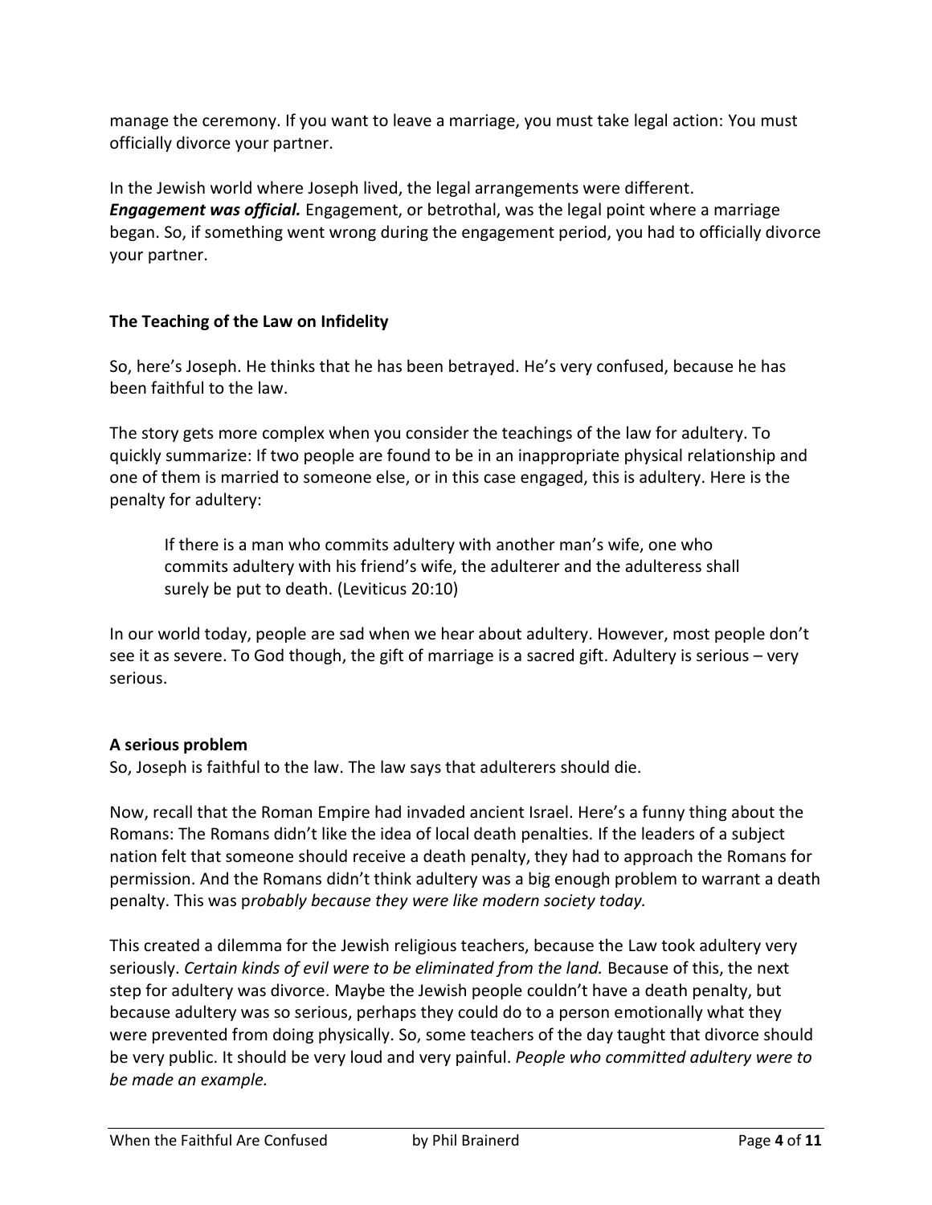manage the ceremony. If you want to leave a marriage, you must take legal action: You must officially divorce your partner.

In the Jewish world where Joseph lived, the legal arrangements were different. ***Engagement was official.*** Engagement, or betrothal, was the legal point where a marriage began. So, if something went wrong during the engagement period, you had to officially divorce your partner.

**The Teaching of the Law on Infidelity**

So, here's Joseph. He thinks that he has been betrayed. He's very confused, because he has been faithful to the law.

The story gets more complex when you consider the teachings of the law for adultery. To quickly summarize: If two people are found to be in an inappropriate physical relationship and one of them is married to someone else, or in this case engaged, this is adultery. Here is the penalty for adultery:

> If there is a man who commits adultery with another man's wife, one who commits adultery with his friend's wife, the adulterer and the adulteress shall surely be put to death. (Leviticus 20:10)

In our world today, people are sad when we hear about adultery. However, most people don't see it as severe. To God though, the gift of marriage is a sacred gift. Adultery is serious – very serious.

**A serious problem**

So, Joseph is faithful to the law. The law says that adulterers should die.

Now, recall that the Roman Empire had invaded ancient Israel. Here's a funny thing about the Romans: The Romans didn't like the idea of local death penalties. If the leaders of a subject nation felt that someone should receive a death penalty, they had to approach the Romans for permission. And the Romans didn't think adultery was a big enough problem to warrant a death penalty. This was p*robably because they were like modern society today.*

This created a dilemma for the Jewish religious teachers, because the Law took adultery very seriously. *Certain kinds of evil were to be eliminated from the land.* Because of this, the next step for adultery was divorce. Maybe the Jewish people couldn't have a death penalty, but because adultery was so serious, perhaps they could do to a person emotionally what they were prevented from doing physically. So, some teachers of the day taught that divorce should be very public. It should be very loud and very painful. *People who committed adultery were to be made an example.*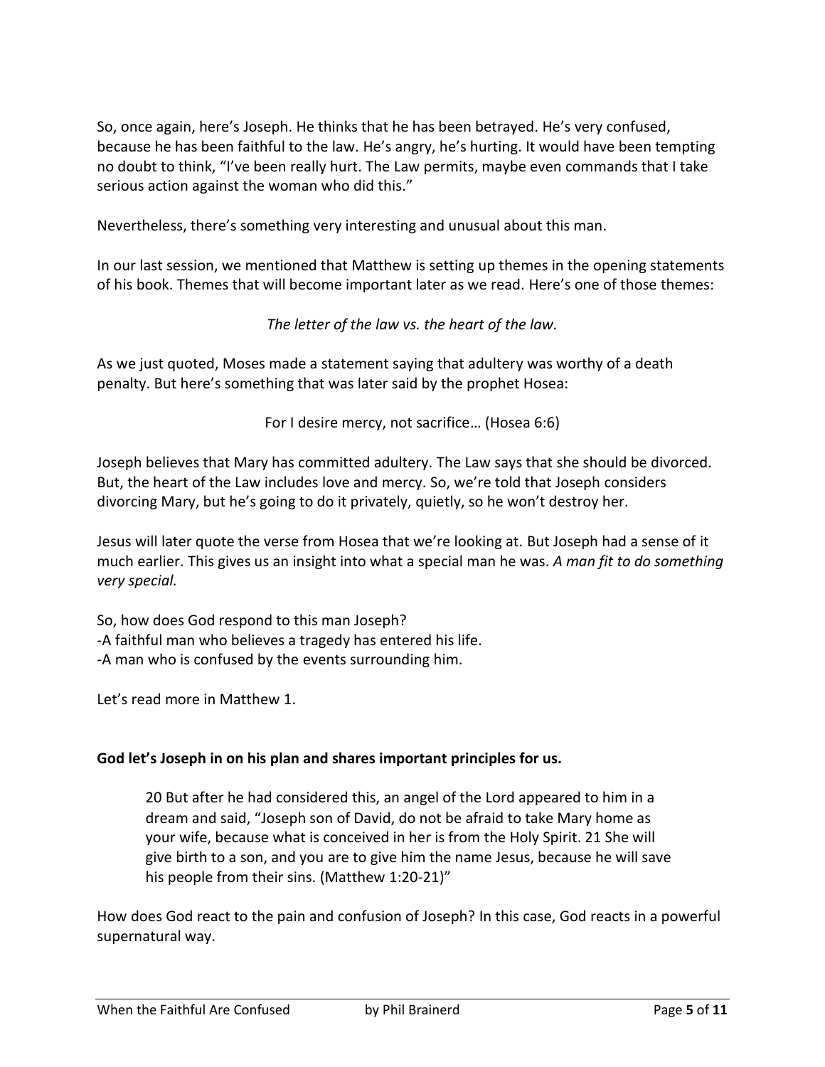So, once again, here's Joseph. He thinks that he has been betrayed. He's very confused, because he has been faithful to the law. He's angry, he's hurting. It would have been tempting no doubt to think, "I've been really hurt. The Law permits, maybe even commands that I take serious action against the woman who did this."

Nevertheless, there's something very interesting and unusual about this man.

In our last session, we mentioned that Matthew is setting up themes in the opening statements of his book. Themes that will become important later as we read. Here's one of those themes:

*The letter of the law vs. the heart of the law.*

As we just quoted, Moses made a statement saying that adultery was worthy of a death penalty. But here's something that was later said by the prophet Hosea:

For I desire mercy, not sacrifice… (Hosea 6:6)

Joseph believes that Mary has committed adultery. The Law says that she should be divorced. But, the heart of the Law includes love and mercy. So, we're told that Joseph considers divorcing Mary, but he's going to do it privately, quietly, so he won't destroy her.

Jesus will later quote the verse from Hosea that we're looking at. But Joseph had a sense of it much earlier. This gives us an insight into what a special man he was. *A man fit to do something very special.*

So, how does God respond to this man Joseph?
-A faithful man who believes a tragedy has entered his life.
-A man who is confused by the events surrounding him.

Let's read more in Matthew 1.

**God let's Joseph in on his plan and shares important principles for us.**

> 20 But after he had considered this, an angel of the Lord appeared to him in a dream and said, "Joseph son of David, do not be afraid to take Mary home as your wife, because what is conceived in her is from the Holy Spirit. 21 She will give birth to a son, and you are to give him the name Jesus, because he will save his people from their sins. (Matthew 1:20-21)"

How does God react to the pain and confusion of Joseph? In this case, God reacts in a powerful supernatural way.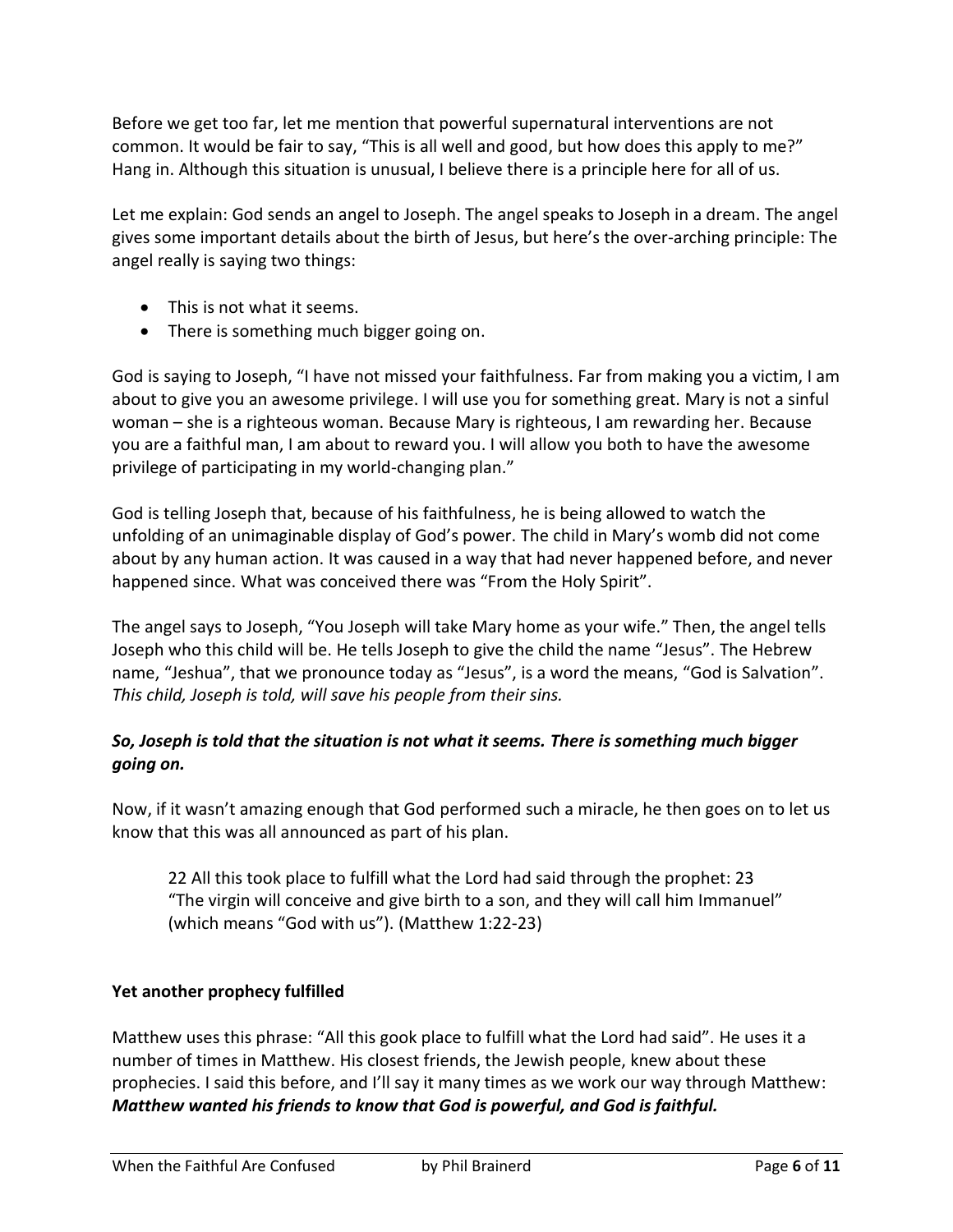Before we get too far, let me mention that powerful supernatural interventions are not common. It would be fair to say, “This is all well and good, but how does this apply to me?” Hang in. Although this situation is unusual, I believe there is a principle here for all of us.

Let me explain: God sends an angel to Joseph. The angel speaks to Joseph in a dream. The angel gives some important details about the birth of Jesus, but here’s the over-arching principle: The angel really is saying two things:

- This is not what it seems.
- There is something much bigger going on.

God is saying to Joseph, “I have not missed your faithfulness. Far from making you a victim, I am about to give you an awesome privilege. I will use you for something great. Mary is not a sinful woman – she is a righteous woman. Because Mary is righteous, I am rewarding her. Because you are a faithful man, I am about to reward you. I will allow you both to have the awesome privilege of participating in my world-changing plan.”

God is telling Joseph that, because of his faithfulness, he is being allowed to watch the unfolding of an unimaginable display of God’s power. The child in Mary’s womb did not come about by any human action. It was caused in a way that had never happened before, and never happened since. What was conceived there was “From the Holy Spirit”.

The angel says to Joseph, “You Joseph will take Mary home as your wife.” Then, the angel tells Joseph who this child will be. He tells Joseph to give the child the name “Jesus”. The Hebrew name, “Jeshua”, that we pronounce today as “Jesus”, is a word the means, “God is Salvation”. *This child, Joseph is told, will save his people from their sins.*

***So, Joseph is told that the situation is not what it seems. There is something much bigger going on.***

Now, if it wasn’t amazing enough that God performed such a miracle, he then goes on to let us know that this was all announced as part of his plan.

> 22 All this took place to fulfill what the Lord had said through the prophet: 23 “The virgin will conceive and give birth to a son, and they will call him Immanuel” (which means “God with us”). (Matthew 1:22-23)

**Yet another prophecy fulfilled**

Matthew uses this phrase: “All this gook place to fulfill what the Lord had said”. He uses it a number of times in Matthew. His closest friends, the Jewish people, knew about these prophecies. I said this before, and I’ll say it many times as we work our way through Matthew: ***Matthew wanted his friends to know that God is powerful, and God is faithful.***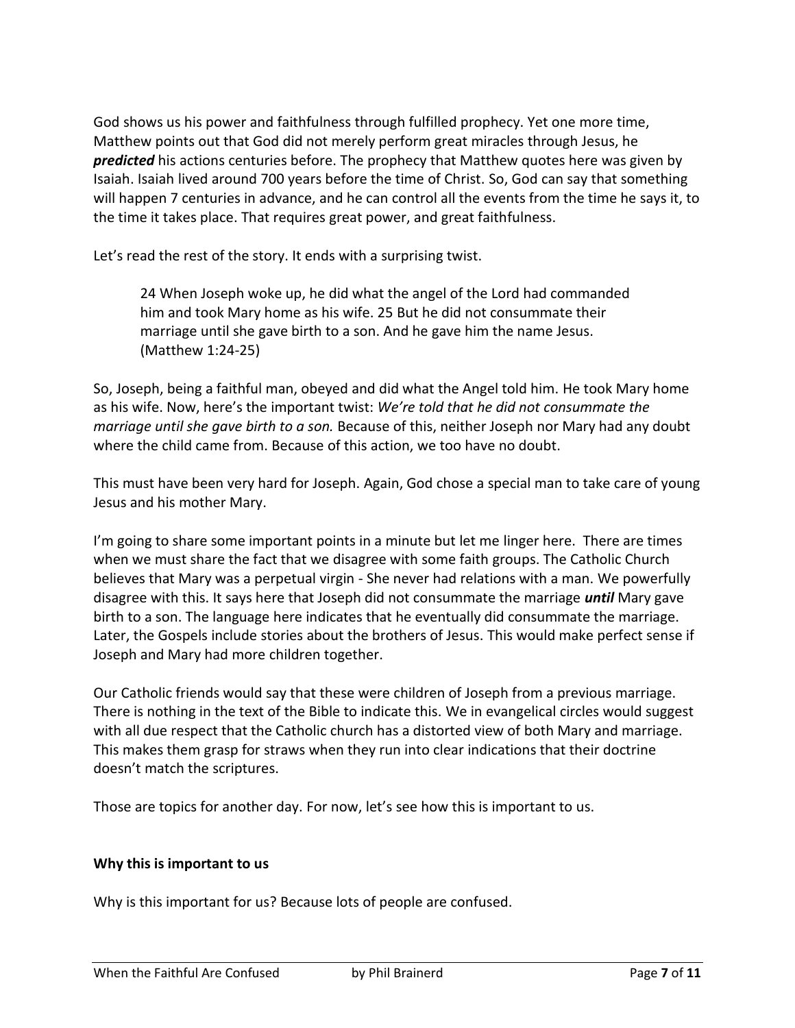God shows us his power and faithfulness through fulfilled prophecy. Yet one more time, Matthew points out that God did not merely perform great miracles through Jesus, he ***predicted*** his actions centuries before. The prophecy that Matthew quotes here was given by Isaiah. Isaiah lived around 700 years before the time of Christ. So, God can say that something will happen 7 centuries in advance, and he can control all the events from the time he says it, to the time it takes place. That requires great power, and great faithfulness.

Let's read the rest of the story. It ends with a surprising twist.

> 24 When Joseph woke up, he did what the angel of the Lord had commanded him and took Mary home as his wife. 25 But he did not consummate their marriage until she gave birth to a son. And he gave him the name Jesus. (Matthew 1:24-25)

So, Joseph, being a faithful man, obeyed and did what the Angel told him. He took Mary home as his wife. Now, here's the important twist: *We're told that he did not consummate the marriage until she gave birth to a son.* Because of this, neither Joseph nor Mary had any doubt where the child came from. Because of this action, we too have no doubt.

This must have been very hard for Joseph. Again, God chose a special man to take care of young Jesus and his mother Mary.

I'm going to share some important points in a minute but let me linger here. There are times when we must share the fact that we disagree with some faith groups. The Catholic Church believes that Mary was a perpetual virgin - She never had relations with a man. We powerfully disagree with this. It says here that Joseph did not consummate the marriage ***until*** Mary gave birth to a son. The language here indicates that he eventually did consummate the marriage. Later, the Gospels include stories about the brothers of Jesus. This would make perfect sense if Joseph and Mary had more children together.

Our Catholic friends would say that these were children of Joseph from a previous marriage. There is nothing in the text of the Bible to indicate this. We in evangelical circles would suggest with all due respect that the Catholic church has a distorted view of both Mary and marriage. This makes them grasp for straws when they run into clear indications that their doctrine doesn't match the scriptures.

Those are topics for another day. For now, let's see how this is important to us.

**Why this is important to us**

Why is this important for us? Because lots of people are confused.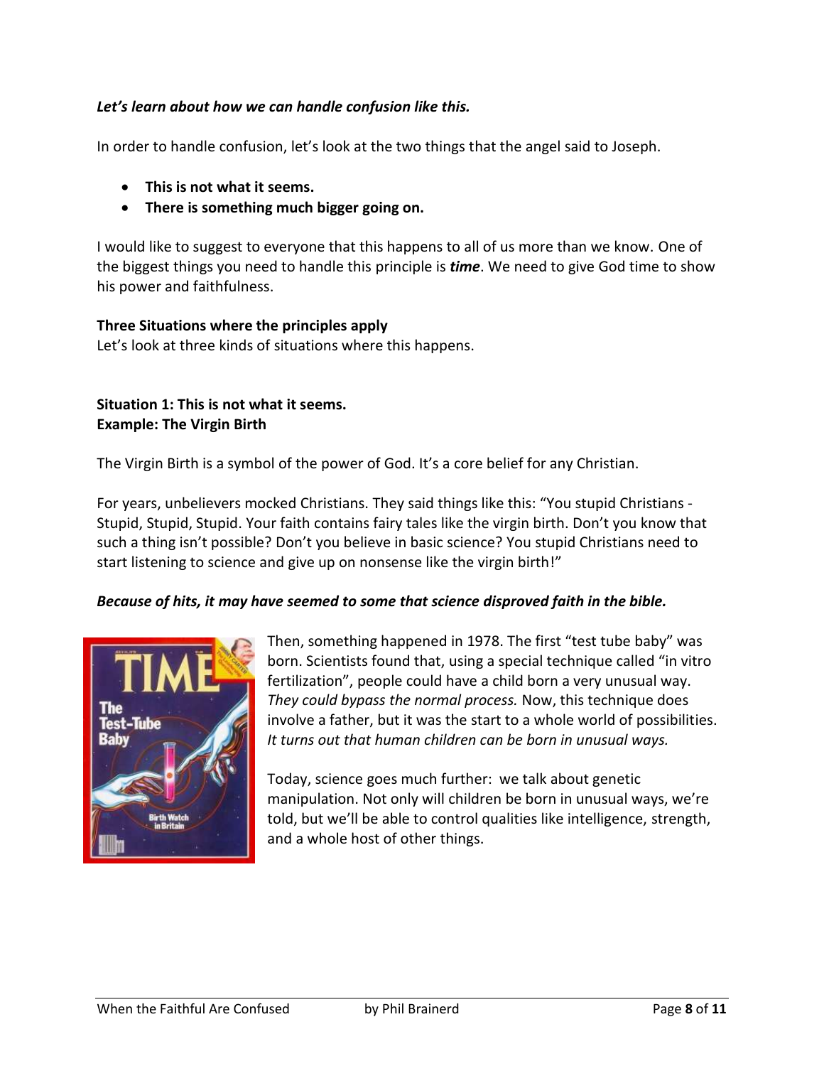***Let's learn about how we can handle confusion like this.***

In order to handle confusion, let's look at the two things that the angel said to Joseph.

- **This is not what it seems.**
- **There is something much bigger going on.**

I would like to suggest to everyone that this happens to all of us more than we know. One of the biggest things you need to handle this principle is ***time***. We need to give God time to show his power and faithfulness.

**Three Situations where the principles apply**

Let's look at three kinds of situations where this happens.

**Situation 1: This is not what it seems.**
**Example: The Virgin Birth**

The Virgin Birth is a symbol of the power of God. It's a core belief for any Christian.

For years, unbelievers mocked Christians. They said things like this: "You stupid Christians - Stupid, Stupid, Stupid. Your faith contains fairy tales like the virgin birth. Don't you know that such a thing isn't possible? Don't you believe in basic science? You stupid Christians need to start listening to science and give up on nonsense like the virgin birth!"

***Because of hits, it may have seemed to some that science disproved faith in the bible.***

Then, something happened in 1978. The first "test tube baby" was born. Scientists found that, using a special technique called "in vitro fertilization", people could have a child born a very unusual way. *They could bypass the normal process.* Now, this technique does involve a father, but it was the start to a whole world of possibilities. *It turns out that human children can be born in unusual ways.*

Today, science goes much further: we talk about genetic manipulation. Not only will children be born in unusual ways, we're told, but we'll be able to control qualities like intelligence, strength, and a whole host of other things.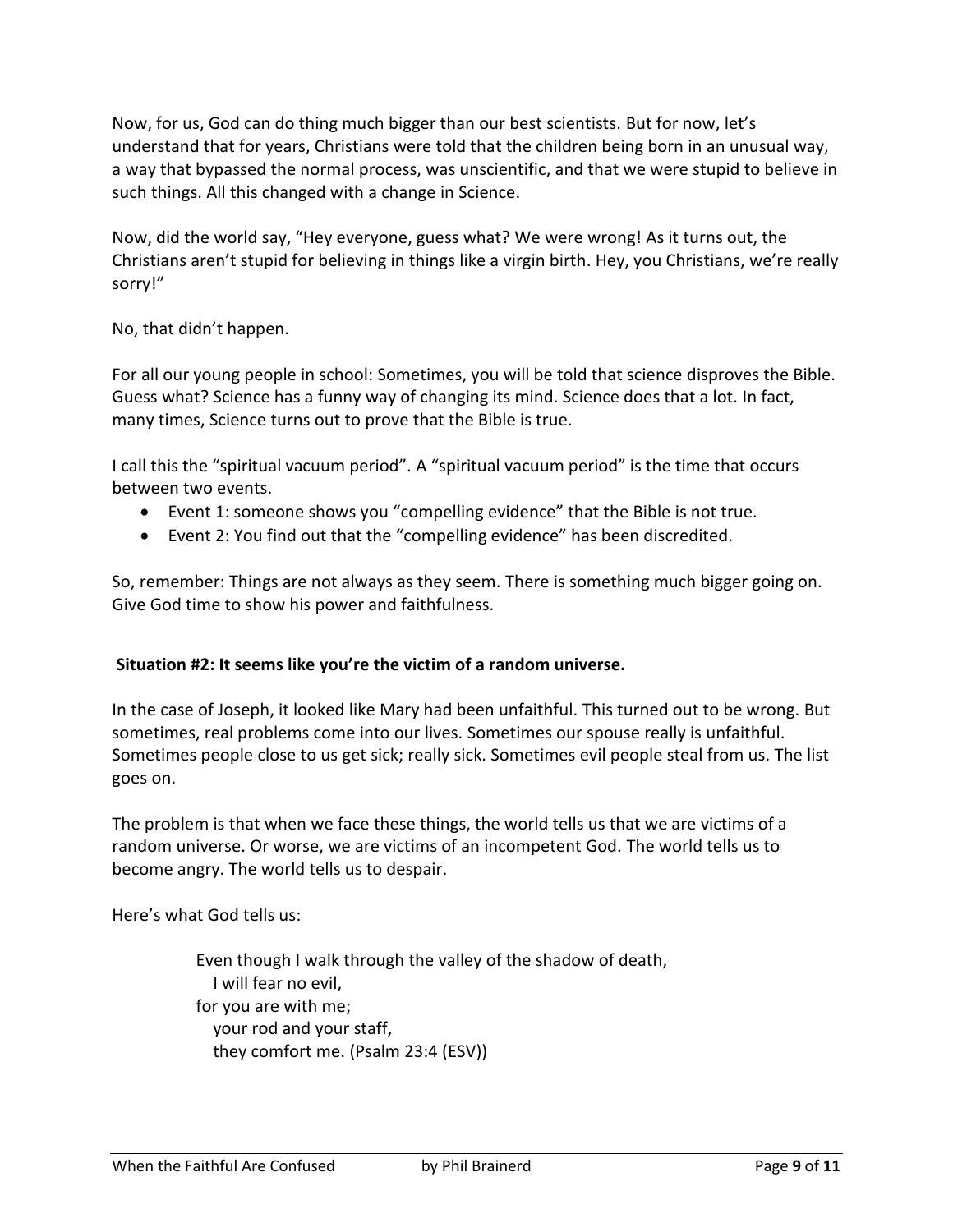Now, for us, God can do thing much bigger than our best scientists. But for now, let's understand that for years, Christians were told that the children being born in an unusual way, a way that bypassed the normal process, was unscientific, and that we were stupid to believe in such things. All this changed with a change in Science.

Now, did the world say, "Hey everyone, guess what? We were wrong! As it turns out, the Christians aren't stupid for believing in things like a virgin birth. Hey, you Christians, we're really sorry!"

No, that didn't happen.

For all our young people in school: Sometimes, you will be told that science disproves the Bible. Guess what? Science has a funny way of changing its mind. Science does that a lot. In fact, many times, Science turns out to prove that the Bible is true.

I call this the "spiritual vacuum period". A "spiritual vacuum period" is the time that occurs between two events.

- Event 1: someone shows you "compelling evidence" that the Bible is not true.
- Event 2: You find out that the "compelling evidence" has been discredited.

So, remember: Things are not always as they seem. There is something much bigger going on. Give God time to show his power and faithfulness.

**Situation #2: It seems like you're the victim of a random universe.**

In the case of Joseph, it looked like Mary had been unfaithful. This turned out to be wrong. But sometimes, real problems come into our lives. Sometimes our spouse really is unfaithful. Sometimes people close to us get sick; really sick. Sometimes evil people steal from us. The list goes on.

The problem is that when we face these things, the world tells us that we are victims of a random universe. Or worse, we are victims of an incompetent God. The world tells us to become angry. The world tells us to despair.

Here's what God tells us:

> Even though I walk through the valley of the shadow of death,
> I will fear no evil,
> for you are with me;
> your rod and your staff,
> they comfort me. (Psalm 23:4 (ESV))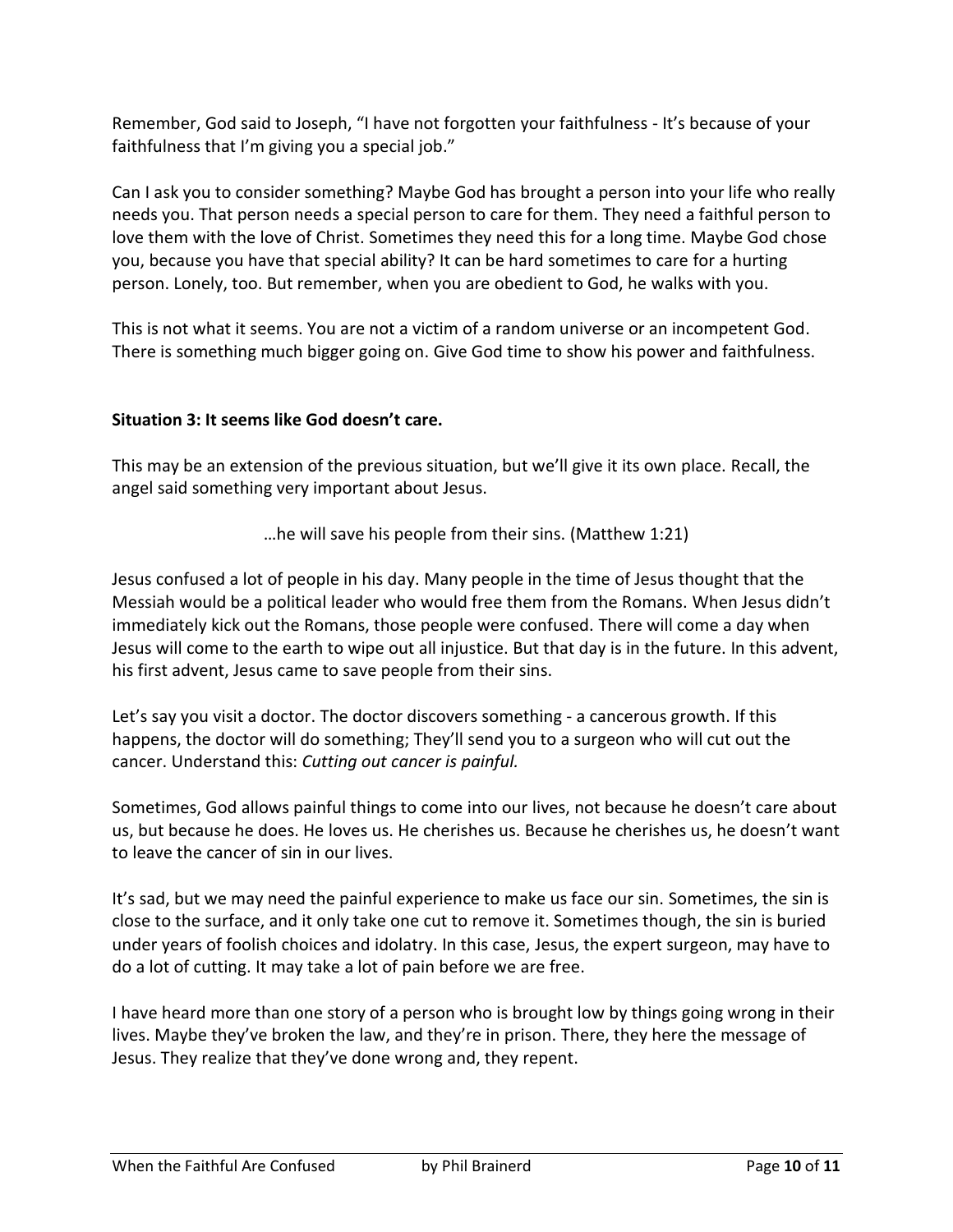Remember, God said to Joseph, "I have not forgotten your faithfulness - It's because of your faithfulness that I'm giving you a special job."

Can I ask you to consider something? Maybe God has brought a person into your life who really needs you. That person needs a special person to care for them. They need a faithful person to love them with the love of Christ. Sometimes they need this for a long time. Maybe God chose you, because you have that special ability? It can be hard sometimes to care for a hurting person. Lonely, too. But remember, when you are obedient to God, he walks with you.

This is not what it seems. You are not a victim of a random universe or an incompetent God. There is something much bigger going on. Give God time to show his power and faithfulness.

**Situation 3: It seems like God doesn't care.**

This may be an extension of the previous situation, but we'll give it its own place. Recall, the angel said something very important about Jesus.

> …he will save his people from their sins. (Matthew 1:21)

Jesus confused a lot of people in his day. Many people in the time of Jesus thought that the Messiah would be a political leader who would free them from the Romans. When Jesus didn't immediately kick out the Romans, those people were confused. There will come a day when Jesus will come to the earth to wipe out all injustice. But that day is in the future. In this advent, his first advent, Jesus came to save people from their sins.

Let's say you visit a doctor. The doctor discovers something - a cancerous growth. If this happens, the doctor will do something; They'll send you to a surgeon who will cut out the cancer. Understand this: *Cutting out cancer is painful.*

Sometimes, God allows painful things to come into our lives, not because he doesn't care about us, but because he does. He loves us. He cherishes us. Because he cherishes us, he doesn't want to leave the cancer of sin in our lives.

It's sad, but we may need the painful experience to make us face our sin. Sometimes, the sin is close to the surface, and it only take one cut to remove it. Sometimes though, the sin is buried under years of foolish choices and idolatry. In this case, Jesus, the expert surgeon, may have to do a lot of cutting. It may take a lot of pain before we are free.

I have heard more than one story of a person who is brought low by things going wrong in their lives. Maybe they've broken the law, and they're in prison. There, they here the message of Jesus. They realize that they've done wrong and, they repent.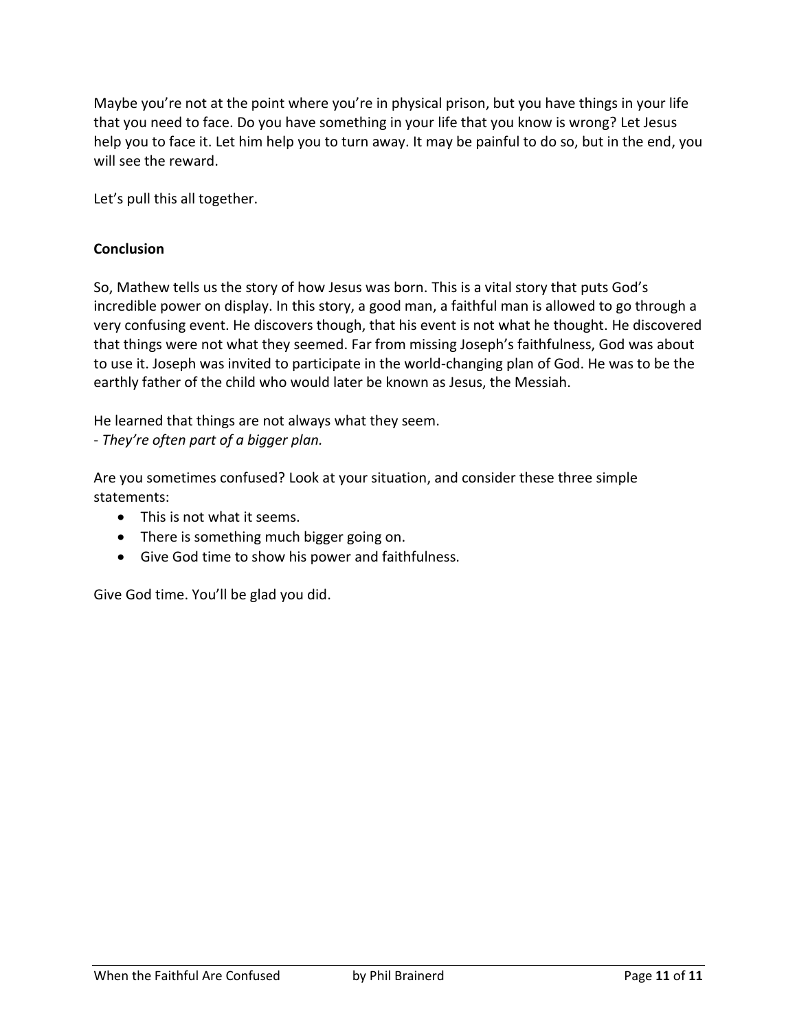Maybe you're not at the point where you're in physical prison, but you have things in your life that you need to face. Do you have something in your life that you know is wrong? Let Jesus help you to face it. Let him help you to turn away. It may be painful to do so, but in the end, you will see the reward.

Let's pull this all together.

**Conclusion**

So, Mathew tells us the story of how Jesus was born. This is a vital story that puts God's incredible power on display. In this story, a good man, a faithful man is allowed to go through a very confusing event. He discovers though, that his event is not what he thought. He discovered that things were not what they seemed. Far from missing Joseph's faithfulness, God was about to use it. Joseph was invited to participate in the world-changing plan of God. He was to be the earthly father of the child who would later be known as Jesus, the Messiah.

He learned that things are not always what they seem.
- *They're often part of a bigger plan.*

Are you sometimes confused? Look at your situation, and consider these three simple statements:

- This is not what it seems.
- There is something much bigger going on.
- Give God time to show his power and faithfulness.

Give God time. You'll be glad you did.